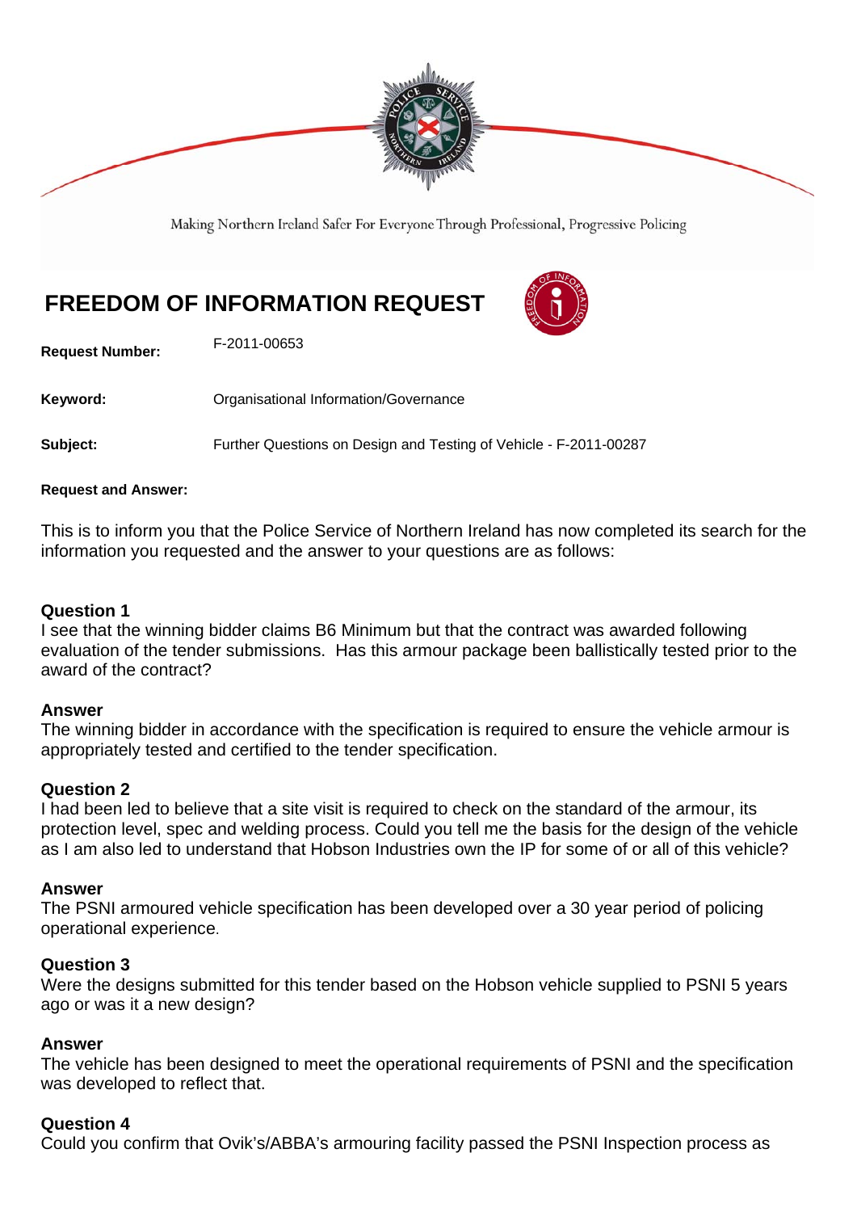Making Northern Ireland Safer For Everyone Through Professional, Progressive Policing

# FREEDOM OF INFORMATION REQUEST

**Request Number:** F-2011-00653

**Keyword:** Organisational Information/Governance

**Subject:** Further Questions on Design and Testing of Vehicle - F-2011-00287

**Request and Answer:**

This is to inform you that the Police Service of Northern Ireland has now completed its search for the information you requested and the answer to your questions are as follows:

**Question 1**
I see that the winning bidder claims B6 Minimum but that the contract was awarded following evaluation of the tender submissions. Has this armour package been ballistically tested prior to the award of the contract?

**Answer**
The winning bidder in accordance with the specification is required to ensure the vehicle armour is appropriately tested and certified to the tender specification.

**Question 2**
I had been led to believe that a site visit is required to check on the standard of the armour, its protection level, spec and welding process. Could you tell me the basis for the design of the vehicle as I am also led to understand that Hobson Industries own the IP for some of or all of this vehicle?

**Answer**
The PSNI armoured vehicle specification has been developed over a 30 year period of policing operational experience.

**Question 3**
Were the designs submitted for this tender based on the Hobson vehicle supplied to PSNI 5 years ago or was it a new design?

**Answer**
The vehicle has been designed to meet the operational requirements of PSNI and the specification was developed to reflect that.

**Question 4**
Could you confirm that Ovik's/ABBA's armouring facility passed the PSNI Inspection process as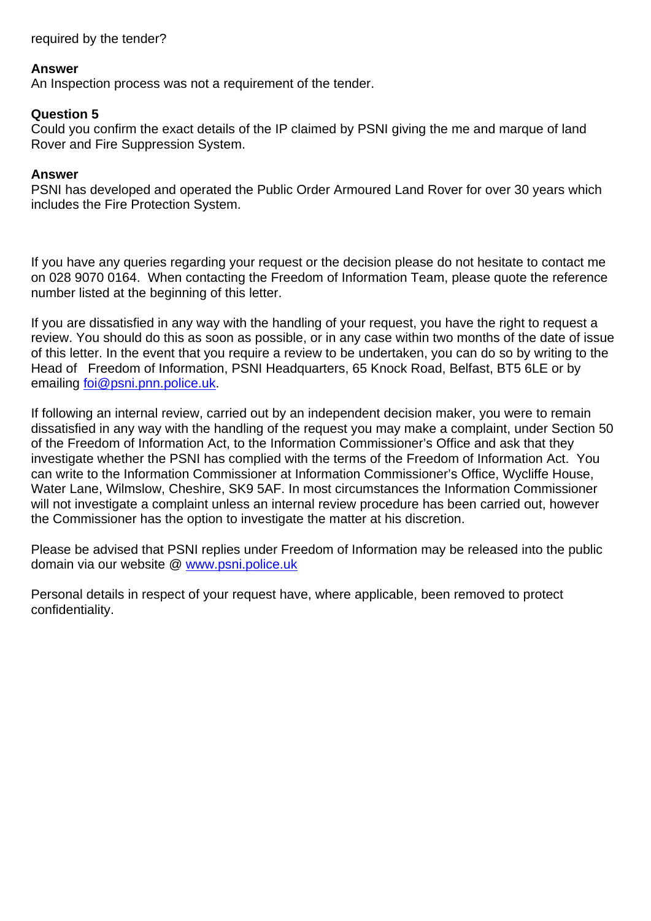required by the tender?

**Answer**
An Inspection process was not a requirement of the tender.

**Question 5**
Could you confirm the exact details of the IP claimed by PSNI giving the me and marque of land Rover and Fire Suppression System.

**Answer**
PSNI has developed and operated the Public Order Armoured Land Rover for over 30 years which includes the Fire Protection System.

If you have any queries regarding your request or the decision please do not hesitate to contact me on 028 9070 0164. When contacting the Freedom of Information Team, please quote the reference number listed at the beginning of this letter.

If you are dissatisfied in any way with the handling of your request, you have the right to request a review. You should do this as soon as possible, or in any case within two months of the date of issue of this letter. In the event that you require a review to be undertaken, you can do so by writing to the Head of Freedom of Information, PSNI Headquarters, 65 Knock Road, Belfast, BT5 6LE or by emailing [foi@psni.pnn.police.uk](mailto:foi@psni.pnn.police.uk).

If following an internal review, carried out by an independent decision maker, you were to remain dissatisfied in any way with the handling of the request you may make a complaint, under Section 50 of the Freedom of Information Act, to the Information Commissioner's Office and ask that they investigate whether the PSNI has complied with the terms of the Freedom of Information Act. You can write to the Information Commissioner at Information Commissioner's Office, Wycliffe House, Water Lane, Wilmslow, Cheshire, SK9 5AF. In most circumstances the Information Commissioner will not investigate a complaint unless an internal review procedure has been carried out, however the Commissioner has the option to investigate the matter at his discretion.

Please be advised that PSNI replies under Freedom of Information may be released into the public domain via our website @ [www.psni.police.uk](http://www.psni.police.uk)

Personal details in respect of your request have, where applicable, been removed to protect confidentiality.